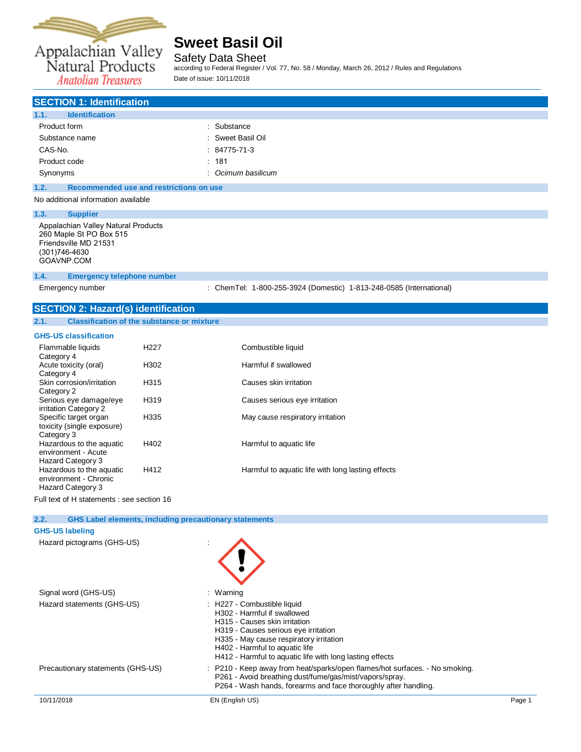# Sweet Basil Oil

Safety Data Sheet

according to Federal Register / Vol. 77, No. 58 / Monday, March 26, 2012 / Rules and Regulations

Date of issue: 10/11/2018

## SECTION 1: Identification

### 1.1. Identification

| | |
|---|---|
| Product form | : Substance |
| Substance name | : Sweet Basil Oil |
| CAS-No. | : 84775-71-3 |
| Product code | : 181 |
| Synonyms | : *Ocimum basilicum* |

### 1.2. Recommended use and restrictions on use

No additional information available

### 1.3. Supplier

Appalachian Valley Natural Products
260 Maple St PO Box 515
Friendsville MD 21531
(301)746-4630
GOAVNP.COM

### 1.4. Emergency telephone number

Emergency number : ChemTel: 1-800-255-3924 (Domestic) 1-813-248-0585 (International)

## SECTION 2: Hazard(s) identification

### 2.1. Classification of the substance or mixture

**GHS-US classification**

| | | |
|---|---|---|
| Flammable liquids Category 4 | H227 | Combustible liquid |
| Acute toxicity (oral) Category 4 | H302 | Harmful if swallowed |
| Skin corrosion/irritation Category 2 | H315 | Causes skin irritation |
| Serious eye damage/eye irritation Category 2 | H319 | Causes serious eye irritation |
| Specific target organ toxicity (single exposure) Category 3 | H335 | May cause respiratory irritation |
| Hazardous to the aquatic environment - Acute Hazard Category 3 | H402 | Harmful to aquatic life |
| Hazardous to the aquatic environment - Chronic Hazard Category 3 | H412 | Harmful to aquatic life with long lasting effects |

Full text of H statements : see section 16

### 2.2. GHS Label elements, including precautionary statements

**GHS-US labeling**

Hazard pictograms (GHS-US) :

Signal word (GHS-US) : Warning

Hazard statements (GHS-US) :
- H227 - Combustible liquid
- H302 - Harmful if swallowed
- H315 - Causes skin irritation
- H319 - Causes serious eye irritation
- H335 - May cause respiratory irritation
- H402 - Harmful to aquatic life
- H412 - Harmful to aquatic life with long lasting effects

Precautionary statements (GHS-US) :
- P210 - Keep away from heat/sparks/open flames/hot surfaces. - No smoking.
- P261 - Avoid breathing dust/fume/gas/mist/vapors/spray.
- P264 - Wash hands, forearms and face thoroughly after handling.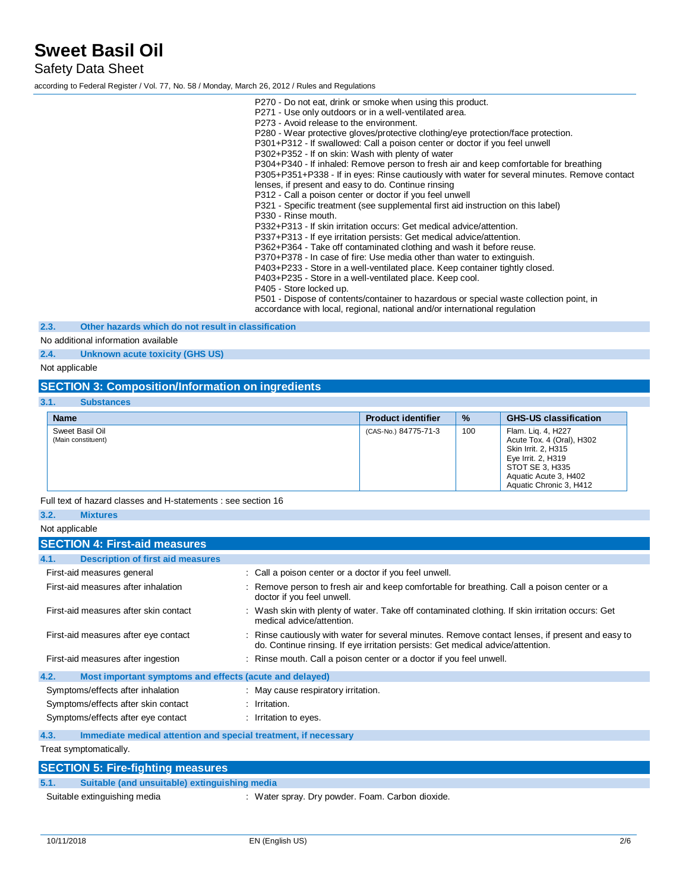P270 - Do not eat, drink or smoke when using this product.
P271 - Use only outdoors or in a well-ventilated area.
P273 - Avoid release to the environment.
P280 - Wear protective gloves/protective clothing/eye protection/face protection.
P301+P312 - If swallowed: Call a poison center or doctor if you feel unwell
P302+P352 - If on skin: Wash with plenty of water
P304+P340 - If inhaled: Remove person to fresh air and keep comfortable for breathing
P305+P351+P338 - If in eyes: Rinse cautiously with water for several minutes. Remove contact lenses, if present and easy to do. Continue rinsing
P312 - Call a poison center or doctor if you feel unwell
P321 - Specific treatment (see supplemental first aid instruction on this label)
P330 - Rinse mouth.
P332+P313 - If skin irritation occurs: Get medical advice/attention.
P337+P313 - If eye irritation persists: Get medical advice/attention.
P362+P364 - Take off contaminated clothing and wash it before reuse.
P370+P378 - In case of fire: Use media other than water to extinguish.
P403+P233 - Store in a well-ventilated place. Keep container tightly closed.
P403+P235 - Store in a well-ventilated place. Keep cool.
P405 - Store locked up.
P501 - Dispose of contents/container to hazardous or special waste collection point, in accordance with local, regional, national and/or international regulation

### 2.3. Other hazards which do not result in classification

No additional information available

### 2.4. Unknown acute toxicity (GHS US)

Not applicable

## SECTION 3: Composition/Information on ingredients

### 3.1. Substances

| Name | Product identifier | % | GHS-US classification |
|---|---|---|---|
| Sweet Basil Oil (Main constituent) | (CAS-No.) 84775-71-3 | 100 | Flam. Liq. 4, H227<br>Acute Tox. 4 (Oral), H302<br>Skin Irrit. 2, H315<br>Eye Irrit. 2, H319<br>STOT SE 3, H335<br>Aquatic Acute 3, H402<br>Aquatic Chronic 3, H412 |

Full text of hazard classes and H-statements : see section 16

### 3.2. Mixtures

Not applicable

## SECTION 4: First-aid measures

### 4.1. Description of first aid measures

First-aid measures general : Call a poison center or a doctor if you feel unwell.

First-aid measures after inhalation : Remove person to fresh air and keep comfortable for breathing. Call a poison center or a doctor if you feel unwell.

First-aid measures after skin contact : Wash skin with plenty of water. Take off contaminated clothing. If skin irritation occurs: Get medical advice/attention.

First-aid measures after eye contact : Rinse cautiously with water for several minutes. Remove contact lenses, if present and easy to do. Continue rinsing. If eye irritation persists: Get medical advice/attention.

First-aid measures after ingestion : Rinse mouth. Call a poison center or a doctor if you feel unwell.

### 4.2. Most important symptoms and effects (acute and delayed)

Symptoms/effects after inhalation : May cause respiratory irritation.

Symptoms/effects after skin contact : Irritation.

Symptoms/effects after eye contact : Irritation to eyes.

### 4.3. Immediate medical attention and special treatment, if necessary

Treat symptomatically.

## SECTION 5: Fire-fighting measures

### 5.1. Suitable (and unsuitable) extinguishing media

Suitable extinguishing media : Water spray. Dry powder. Foam. Carbon dioxide.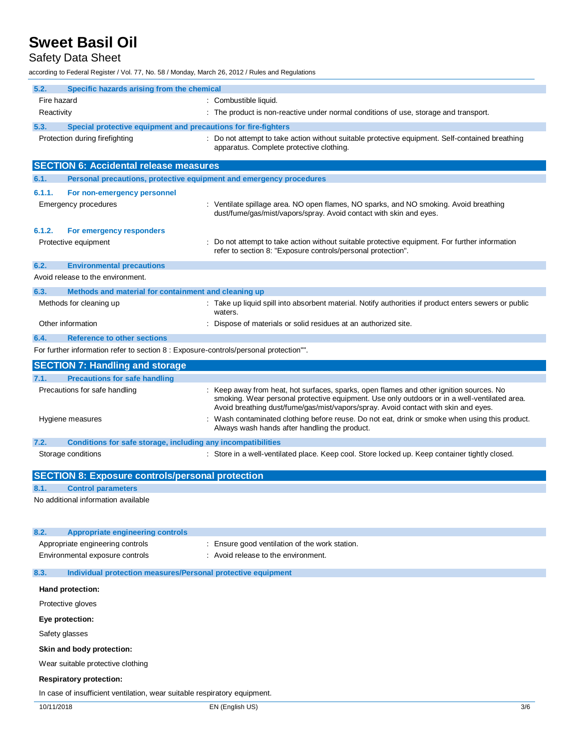### 5.2. Specific hazards arising from the chemical

| | |
|---|---|
| Fire hazard | : Combustible liquid. |
| Reactivity | : The product is non-reactive under normal conditions of use, storage and transport. |

### 5.3. Special protective equipment and precautions for fire-fighters

| | |
|---|---|
| Protection during firefighting | : Do not attempt to take action without suitable protective equipment. Self-contained breathing apparatus. Complete protective clothing. |

## SECTION 6: Accidental release measures

### 6.1. Personal precautions, protective equipment and emergency procedures

#### 6.1.1. For non-emergency personnel

| | |
|---|---|
| Emergency procedures | : Ventilate spillage area. NO open flames, NO sparks, and NO smoking. Avoid breathing dust/fume/gas/mist/vapors/spray. Avoid contact with skin and eyes. |

#### 6.1.2. For emergency responders

| | |
|---|---|
| Protective equipment | : Do not attempt to take action without suitable protective equipment. For further information refer to section 8: "Exposure controls/personal protection". |

### 6.2. Environmental precautions

Avoid release to the environment.

### 6.3. Methods and material for containment and cleaning up

| | |
|---|---|
| Methods for cleaning up | : Take up liquid spill into absorbent material. Notify authorities if product enters sewers or public waters. |
| Other information | : Dispose of materials or solid residues at an authorized site. |

### 6.4. Reference to other sections

For further information refer to section 8 : Exposure-controls/personal protection"".

## SECTION 7: Handling and storage

### 7.1. Precautions for safe handling

| | |
|---|---|
| Precautions for safe handling | : Keep away from heat, hot surfaces, sparks, open flames and other ignition sources. No smoking. Wear personal protective equipment. Use only outdoors or in a well-ventilated area. Avoid breathing dust/fume/gas/mist/vapors/spray. Avoid contact with skin and eyes. |
| Hygiene measures | : Wash contaminated clothing before reuse. Do not eat, drink or smoke when using this product. Always wash hands after handling the product. |

### 7.2. Conditions for safe storage, including any incompatibilities

| | |
|---|---|
| Storage conditions | : Store in a well-ventilated place. Keep cool. Store locked up. Keep container tightly closed. |

## SECTION 8: Exposure controls/personal protection

### 8.1. Control parameters

No additional information available

### 8.2. Appropriate engineering controls

| | |
|---|---|
| Appropriate engineering controls | : Ensure good ventilation of the work station. |
| Environmental exposure controls | : Avoid release to the environment. |

### 8.3. Individual protection measures/Personal protective equipment

**Hand protection:**

Protective gloves

**Eye protection:**

Safety glasses

**Skin and body protection:**

Wear suitable protective clothing

**Respiratory protection:**

In case of insufficient ventilation, wear suitable respiratory equipment.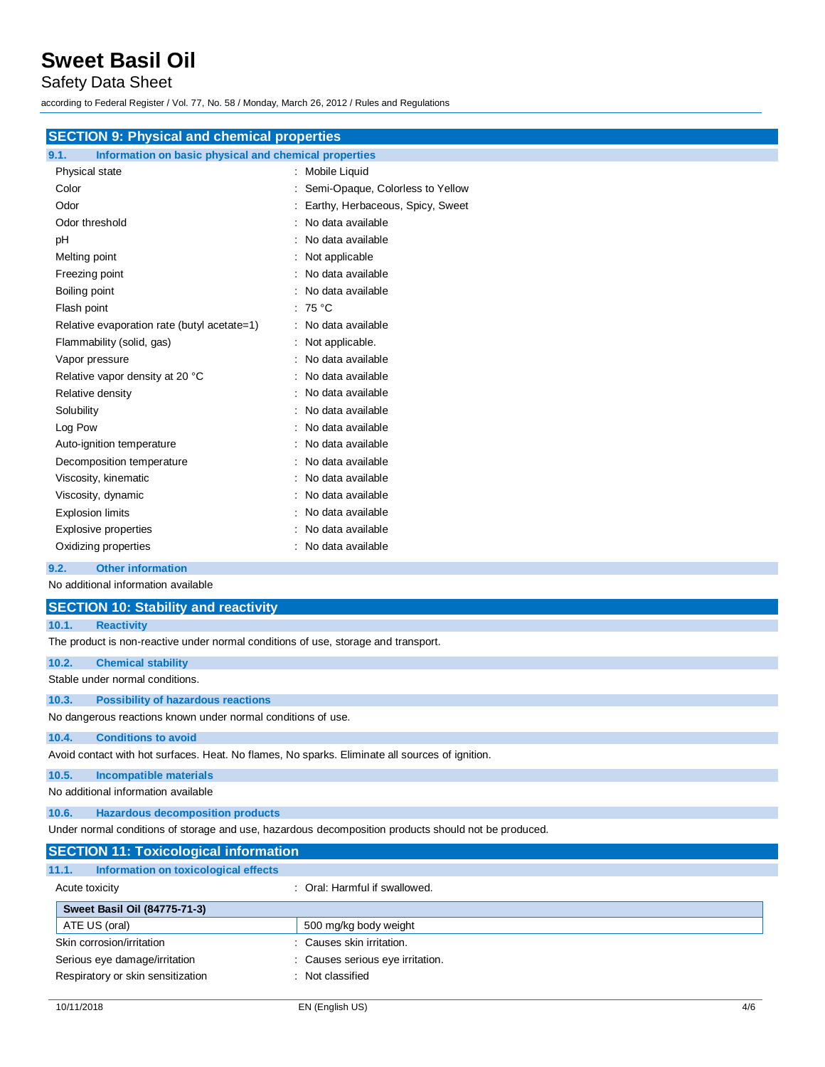## SECTION 9: Physical and chemical properties

### 9.1. Information on basic physical and chemical properties

| Property | Value |
|---|---|
| Physical state | Mobile Liquid |
| Color | Semi-Opaque, Colorless to Yellow |
| Odor | Earthy, Herbaceous, Spicy, Sweet |
| Odor threshold | No data available |
| pH | No data available |
| Melting point | Not applicable |
| Freezing point | No data available |
| Boiling point | No data available |
| Flash point | 75 °C |
| Relative evaporation rate (butyl acetate=1) | No data available |
| Flammability (solid, gas) | Not applicable. |
| Vapor pressure | No data available |
| Relative vapor density at 20 °C | No data available |
| Relative density | No data available |
| Solubility | No data available |
| Log Pow | No data available |
| Auto-ignition temperature | No data available |
| Decomposition temperature | No data available |
| Viscosity, kinematic | No data available |
| Viscosity, dynamic | No data available |
| Explosion limits | No data available |
| Explosive properties | No data available |
| Oxidizing properties | No data available |

### 9.2. Other information

No additional information available

## SECTION 10: Stability and reactivity

### 10.1. Reactivity

The product is non-reactive under normal conditions of use, storage and transport.

### 10.2. Chemical stability

Stable under normal conditions.

### 10.3. Possibility of hazardous reactions

No dangerous reactions known under normal conditions of use.

### 10.4. Conditions to avoid

Avoid contact with hot surfaces. Heat. No flames, No sparks. Eliminate all sources of ignition.

### 10.5. Incompatible materials

No additional information available

### 10.6. Hazardous decomposition products

Under normal conditions of storage and use, hazardous decomposition products should not be produced.

## SECTION 11: Toxicological information

### 11.1. Information on toxicological effects

Acute toxicity : Oral: Harmful if swallowed.

| Sweet Basil Oil (84775-71-3) | |
|---|---|
| ATE US (oral) | 500 mg/kg body weight |

Skin corrosion/irritation : Causes skin irritation.

Serious eye damage/irritation : Causes serious eye irritation.

Respiratory or skin sensitization : Not classified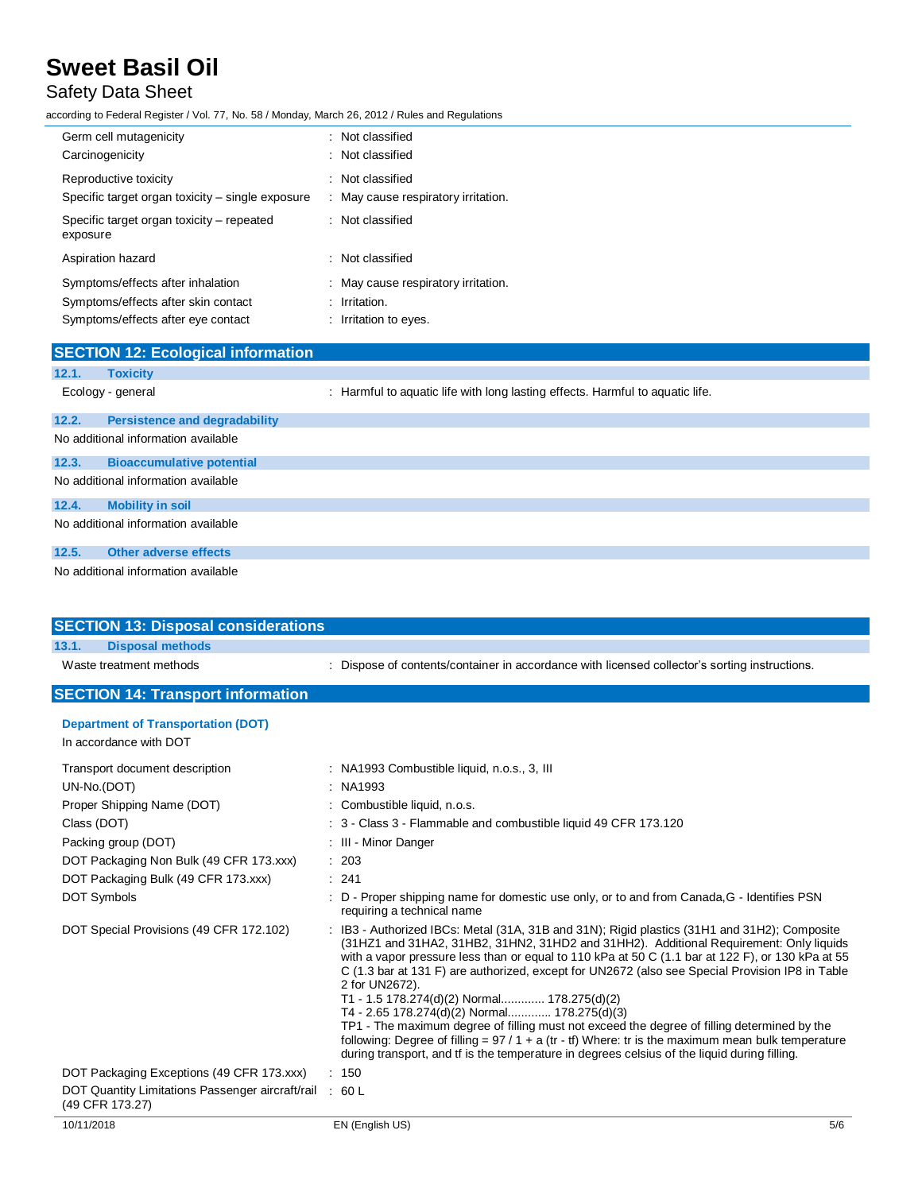| | |
|---|---|
| Germ cell mutagenicity | : Not classified |
| Carcinogenicity | : Not classified |
| Reproductive toxicity | : Not classified |
| Specific target organ toxicity – single exposure | : May cause respiratory irritation. |
| Specific target organ toxicity – repeated exposure | : Not classified |
| Aspiration hazard | : Not classified |
| Symptoms/effects after inhalation | : May cause respiratory irritation. |
| Symptoms/effects after skin contact | : Irritation. |
| Symptoms/effects after eye contact | : Irritation to eyes. |

## SECTION 12: Ecological information

### 12.1. Toxicity

Ecology - general : Harmful to aquatic life with long lasting effects. Harmful to aquatic life.

### 12.2. Persistence and degradability

No additional information available

### 12.3. Bioaccumulative potential

No additional information available

### 12.4. Mobility in soil

No additional information available

### 12.5. Other adverse effects

No additional information available

## SECTION 13: Disposal considerations

### 13.1. Disposal methods

Waste treatment methods : Dispose of contents/container in accordance with licensed collector's sorting instructions.

## SECTION 14: Transport information

**Department of Transportation (DOT)**

In accordance with DOT

| | |
|---|---|
| Transport document description | : NA1993 Combustible liquid, n.o.s., 3, III |
| UN-No.(DOT) | : NA1993 |
| Proper Shipping Name (DOT) | : Combustible liquid, n.o.s. |
| Class (DOT) | : 3 - Class 3 - Flammable and combustible liquid 49 CFR 173.120 |
| Packing group (DOT) | : III - Minor Danger |
| DOT Packaging Non Bulk (49 CFR 173.xxx) | : 203 |
| DOT Packaging Bulk (49 CFR 173.xxx) | : 241 |
| DOT Symbols | : D - Proper shipping name for domestic use only, or to and from Canada,G - Identifies PSN requiring a technical name |
| DOT Special Provisions (49 CFR 172.102) | : IB3 - Authorized IBCs: Metal (31A, 31B and 31N); Rigid plastics (31H1 and 31H2); Composite (31HZ1 and 31HA2, 31HB2, 31HN2, 31HD2 and 31HH2). Additional Requirement: Only liquids with a vapor pressure less than or equal to 110 kPa at 50 C (1.1 bar at 122 F), or 130 kPa at 55 C (1.3 bar at 131 F) are authorized, except for UN2672 (also see Special Provision IP8 in Table 2 for UN2672).<br>T1 - 1.5 178.274(d)(2) Normal............. 178.275(d)(2)<br>T4 - 2.65 178.274(d)(2) Normal............. 178.275(d)(3)<br>TP1 - The maximum degree of filling must not exceed the degree of filling determined by the following: Degree of filling = 97 / 1 + a (tr - tf) Where: tr is the maximum mean bulk temperature during transport, and tf is the temperature in degrees celsius of the liquid during filling. |
| DOT Packaging Exceptions (49 CFR 173.xxx) | : 150 |
| DOT Quantity Limitations Passenger aircraft/rail (49 CFR 173.27) | : 60 L |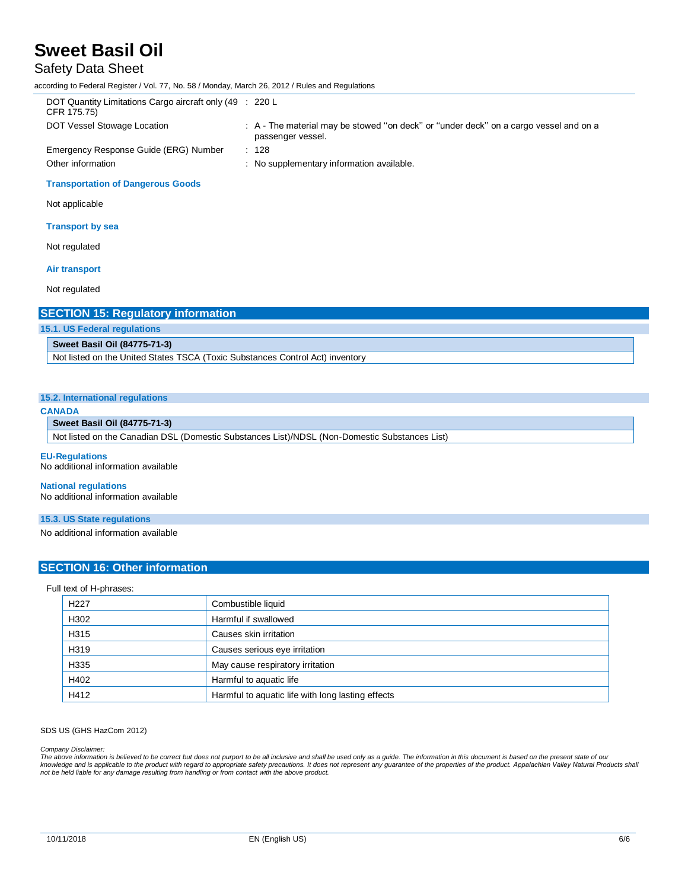| | | |
|---|---|---|
| DOT Quantity Limitations Cargo aircraft only (49 CFR 175.75) | : | 220 L |
| DOT Vessel Stowage Location | : | A - The material may be stowed ''on deck'' or ''under deck'' on a cargo vessel and on a passenger vessel. |
| Emergency Response Guide (ERG) Number | : | 128 |
| Other information | : | No supplementary information available. |

**Transportation of Dangerous Goods**

Not applicable

**Transport by sea**

Not regulated

**Air transport**

Not regulated

## SECTION 15: Regulatory information

### 15.1. US Federal regulations

| Sweet Basil Oil (84775-71-3) |
|---|
| Not listed on the United States TSCA (Toxic Substances Control Act) inventory |

### 15.2. International regulations

**CANADA**

| Sweet Basil Oil (84775-71-3) |
|---|
| Not listed on the Canadian DSL (Domestic Substances List)/NDSL (Non-Domestic Substances List) |

**EU-Regulations**

No additional information available

**National regulations**

No additional information available

### 15.3. US State regulations

No additional information available

## SECTION 16: Other information

Full text of H-phrases:

| | |
|---|---|
| H227 | Combustible liquid |
| H302 | Harmful if swallowed |
| H315 | Causes skin irritation |
| H319 | Causes serious eye irritation |
| H335 | May cause respiratory irritation |
| H402 | Harmful to aquatic life |
| H412 | Harmful to aquatic life with long lasting effects |

SDS US (GHS HazCom 2012)

*Company Disclaimer:*
*The above information is believed to be correct but does not purport to be all inclusive and shall be used only as a guide. The information in this document is based on the present state of our knowledge and is applicable to the product with regard to appropriate safety precautions. It does not represent any guarantee of the properties of the product. Appalachian Valley Natural Products shall not be held liable for any damage resulting from handling or from contact with the above product.*